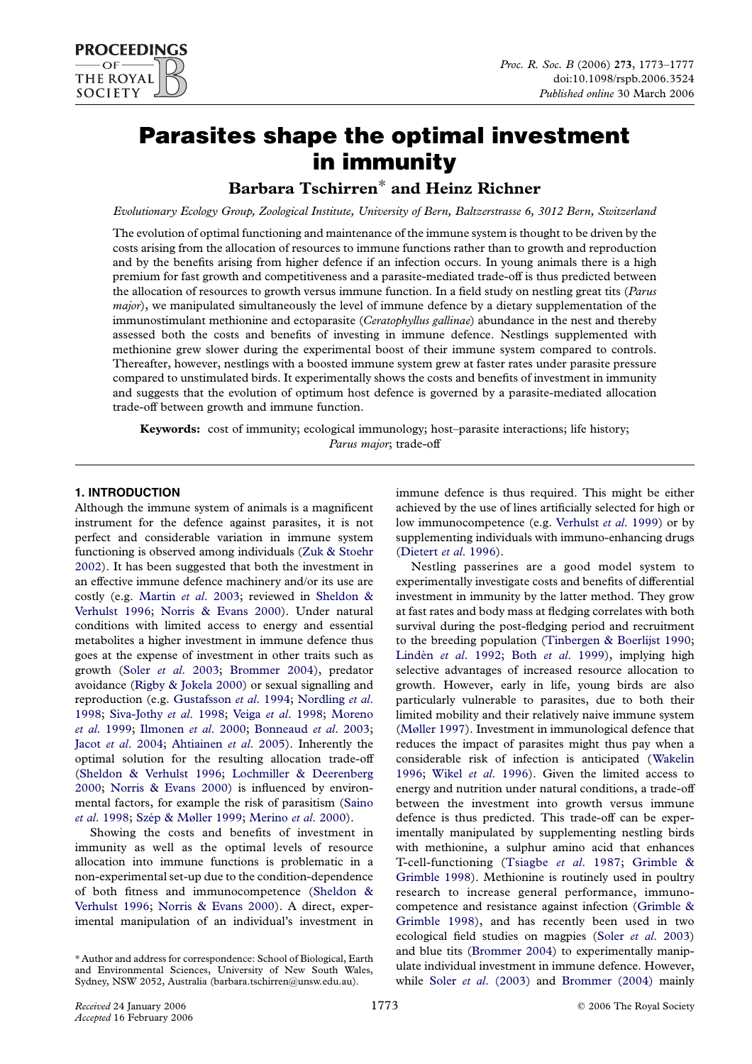# Parasites shape the optimal investment in immunity

**Barbara Tschirren\* and Heinz Richner**

*Evolutionary Ecology Group, Zoological Institute, University of Bern, Baltzerstrasse 6, 3012 Bern, Switzerland*

The evolution of optimal functioning and maintenance of the immune system is thought to be driven by the costs arising from the allocation of resources to immune functions rather than to growth and reproduction and by the benefits arising from higher defence if an infection occurs. In young animals there is a high premium for fast growth and competitiveness and a parasite-mediated trade-off is thus predicted between the allocation of resources to growth versus immune function. In a field study on nestling great tits (*Parus major*), we manipulated simultaneously the level of immune defence by a dietary supplementation of the immunostimulant methionine and ectoparasite (*Ceratophyllus gallinae*) abundance in the nest and thereby assessed both the costs and benefits of investing in immune defence. Nestlings supplemented with methionine grew slower during the experimental boost of their immune system compared to controls. Thereafter, however, nestlings with a boosted immune system grew at faster rates under parasite pressure compared to unstimulated birds. It experimentally shows the costs and benefits of investment in immunity and suggests that the evolution of optimum host defence is governed by a parasite-mediated allocation trade-off between growth and immune function.

**Keywords:** cost of immunity; ecological immunology; host–parasite interactions; life history; *Parus major*; trade-off

## 1. INTRODUCTION

Although the immune system of animals is a magnificent instrument for the defence against parasites, it is not perfect and considerable variation in immune system functioning is observed among individuals (Zuk & Stoehr 2002). It has been suggested that both the investment in an effective immune defence machinery and/or its use are costly (e.g. Martin *et al.* 2003; reviewed in Sheldon & Verhulst 1996; Norris & Evans 2000). Under natural conditions with limited access to energy and essential metabolites a higher investment in immune defence thus goes at the expense of investment in other traits such as growth (Soler *et al.* 2003; Brommer 2004), predator avoidance (Rigby & Jokela 2000) or sexual signalling and reproduction (e.g. Gustafsson *et al.* 1994; Nordling *et al.* 1998; Siva-Jothy *et al.* 1998; Veiga *et al.* 1998; Moreno *et al.* 1999; Ilmonen *et al.* 2000; Bonneaud *et al.* 2003; Jacot *et al.* 2004; Ahtiainen *et al.* 2005). Inherently the optimal solution for the resulting allocation trade-off (Sheldon & Verhulst 1996; Lochmiller & Deerenberg 2000; Norris & Evans 2000) is influenced by environmental factors, for example the risk of parasitism (Saino *et al.* 1998; Szép & Møller 1999; Merino *et al.* 2000).

Showing the costs and benefits of investment in immunity as well as the optimal levels of resource allocation into immune functions is problematic in a non-experimental set-up due to the condition-dependence of both fitness and immunocompetence (Sheldon & Verhulst 1996; Norris & Evans 2000). A direct, experimental manipulation of an individual's investment in immune defence is thus required. This might be either achieved by the use of lines artificially selected for high or low immunocompetence (e.g. Verhulst *et al.* 1999) or by supplementing individuals with immuno-enhancing drugs (Dietert *et al.* 1996).

Nestling passerines are a good model system to experimentally investigate costs and benefits of differential investment in immunity by the latter method. They grow at fast rates and body mass at fledging correlates with both survival during the post-fledging period and recruitment to the breeding population (Tinbergen & Boerlijst 1990; Lindèn *et al.* 1992; Both *et al.* 1999), implying high selective advantages of increased resource allocation to growth. However, early in life, young birds are also particularly vulnerable to parasites, due to both their limited mobility and their relatively naive immune system (Møller 1997). Investment in immunological defence that reduces the impact of parasites might thus pay when a considerable risk of infection is anticipated (Wakelin 1996; Wikel *et al.* 1996). Given the limited access to energy and nutrition under natural conditions, a trade-off between the investment into growth versus immune defence is thus predicted. This trade-off can be experimentally manipulated by supplementing nestling birds with methionine, a sulphur amino acid that enhances T-cell-functioning (Tsiagbe *et al.* 1987; Grimble & Grimble 1998). Methionine is routinely used in poultry research to increase general performance, immunocompetence and resistance against infection (Grimble & Grimble 1998), and has recently been used in two ecological field studies on magpies (Soler *et al.* 2003) and blue tits (Brommer 2004) to experimentally manipulate individual investment in immune defence. However, while Soler *et al.* (2003) and Brommer (2004) mainly

\* Author and address for correspondence: School of Biological, Earth and Environmental Sciences, University of New South Wales, Sydney, NSW 2052, Australia (barbara.tschirren@unsw.edu.au).

*Received* 24 January 2006
*Accepted* 16 February 2006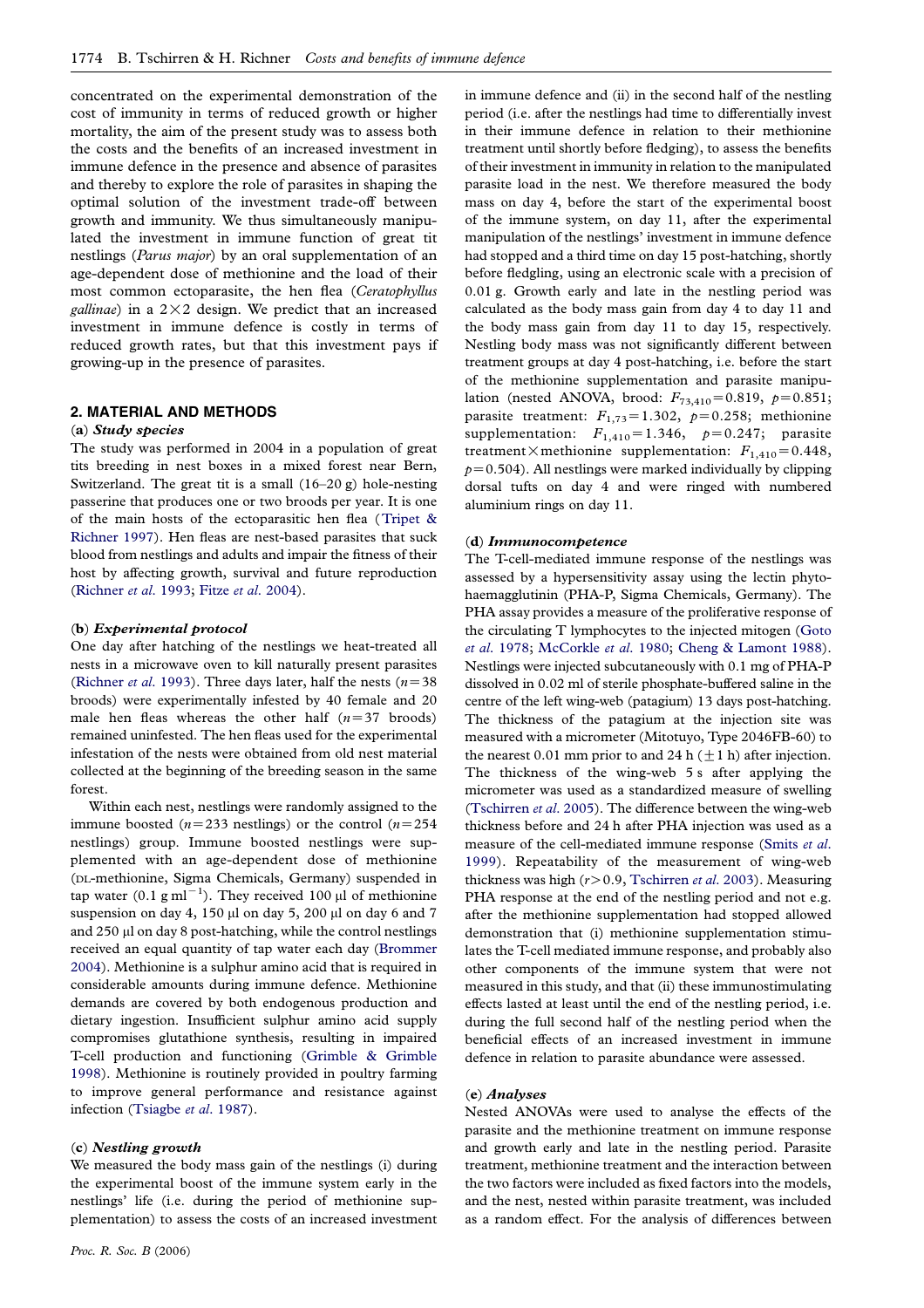concentrated on the experimental demonstration of the cost of immunity in terms of reduced growth or higher mortality, the aim of the present study was to assess both the costs and the benefits of an increased investment in immune defence in the presence and absence of parasites and thereby to explore the role of parasites in shaping the optimal solution of the investment trade-off between growth and immunity. We thus simultaneously manipulated the investment in immune function of great tit nestlings (*Parus major*) by an oral supplementation of an age-dependent dose of methionine and the load of their most common ectoparasite, the hen flea (*Ceratophyllus gallinae*) in a $2 \times 2$ design. We predict that an increased investment in immune defence is costly in terms of reduced growth rates, but that this investment pays if growing-up in the presence of parasites.

## 2. MATERIAL AND METHODS

### (a) *Study species*

The study was performed in 2004 in a population of great tits breeding in nest boxes in a mixed forest near Bern, Switzerland. The great tit is a small (16–20 g) hole-nesting passerine that produces one or two broods per year. It is one of the main hosts of the ectoparasitic hen flea (Tripet & Richner 1997). Hen fleas are nest-based parasites that suck blood from nestlings and adults and impair the fitness of their host by affecting growth, survival and future reproduction (Richner *et al.* 1993; Fitze *et al.* 2004).

### (b) *Experimental protocol*

One day after hatching of the nestlings we heat-treated all nests in a microwave oven to kill naturally present parasites (Richner *et al.* 1993). Three days later, half the nests ($n=38$ broods) were experimentally infested by 40 female and 20 male hen fleas whereas the other half ($n=37$ broods) remained uninfested. The hen fleas used for the experimental infestation of the nests were obtained from old nest material collected at the beginning of the breeding season in the same forest.

Within each nest, nestlings were randomly assigned to the immune boosted ($n=233$ nestlings) or the control ($n=254$ nestlings) group. Immune boosted nestlings were supplemented with an age-dependent dose of methionine (DL-methionine, Sigma Chemicals, Germany) suspended in tap water ($0.1\ \text{g ml}^{-1}$). They received 100 µl of methionine suspension on day 4, 150 µl on day 5, 200 µl on day 6 and 7 and 250 µl on day 8 post-hatching, while the control nestlings received an equal quantity of tap water each day (Brommer 2004). Methionine is a sulphur amino acid that is required in considerable amounts during immune defence. Methionine demands are covered by both endogenous production and dietary ingestion. Insufficient sulphur amino acid supply compromises glutathione synthesis, resulting in impaired T-cell production and functioning (Grimble & Grimble 1998). Methionine is routinely provided in poultry farming to improve general performance and resistance against infection (Tsiagbe *et al.* 1987).

### (c) *Nestling growth*

We measured the body mass gain of the nestlings (i) during the experimental boost of the immune system early in the nestlings' life (i.e. during the period of methionine supplementation) to assess the costs of an increased investment in immune defence and (ii) in the second half of the nestling period (i.e. after the nestlings had time to differentially invest in their immune defence in relation to their methionine treatment until shortly before fledging), to assess the benefits of their investment in immunity in relation to the manipulated parasite load in the nest. We therefore measured the body mass on day 4, before the start of the experimental boost of the immune system, on day 11, after the experimental manipulation of the nestlings' investment in immune defence had stopped and a third time on day 15 post-hatching, shortly before fledging, using an electronic scale with a precision of 0.01 g. Growth early and late in the nestling period was calculated as the body mass gain from day 4 to day 11 and the body mass gain from day 11 to day 15, respectively. Nestling body mass was not significantly different between treatment groups at day 4 post-hatching, i.e. before the start of the methionine supplementation and parasite manipulation (nested ANOVA, brood: $F_{73,410}=0.819$, $p=0.851$; parasite treatment: $F_{1,73}=1.302$, $p=0.258$; methionine supplementation: $F_{1,410}=1.346$, $p=0.247$; parasite treatment×methionine supplementation: $F_{1,410}=0.448$, $p=0.504$). All nestlings were marked individually by clipping dorsal tufts on day 4 and were ringed with numbered aluminium rings on day 11.

### (d) *Immunocompetence*

The T-cell-mediated immune response of the nestlings was assessed by a hypersensitivity assay using the lectin phytohaemagglutinin (PHA-P, Sigma Chemicals, Germany). The PHA assay provides a measure of the proliferative response of the circulating T lymphocytes to the injected mitogen (Goto *et al.* 1978; McCorkle *et al.* 1980; Cheng & Lamont 1988). Nestlings were injected subcutaneously with 0.1 mg of PHA-P dissolved in 0.02 ml of sterile phosphate-buffered saline in the centre of the left wing-web (patagium) 13 days post-hatching. The thickness of the patagium at the injection site was measured with a micrometer (Mitotuyo, Type 2046FB-60) to the nearest 0.01 mm prior to and 24 h ($\pm 1$ h) after injection. The thickness of the wing-web 5 s after applying the micrometer was used as a standardized measure of swelling (Tschirren *et al.* 2005). The difference between the wing-web thickness before and 24 h after PHA injection was used as a measure of the cell-mediated immune response (Smits *et al.* 1999). Repeatability of the measurement of wing-web thickness was high ($r > 0.9$, Tschirren *et al.* 2003). Measuring PHA response at the end of the nestling period and not e.g. after the methionine supplementation had stopped allowed demonstration that (i) methionine supplementation stimulates the T-cell mediated immune response, and probably also other components of the immune system that were not measured in this study, and that (ii) these immunostimulating effects lasted at least until the end of the nestling period, i.e. during the full second half of the nestling period when the beneficial effects of an increased investment in immune defence in relation to parasite abundance were assessed.

### (e) *Analyses*

Nested ANOVAs were used to analyse the effects of the parasite and the methionine treatment on immune response and growth early and late in the nestling period. Parasite treatment, methionine treatment and the interaction between the two factors were included as fixed factors into the models, and the nest, nested within parasite treatment, was included as a random effect. For the analysis of differences between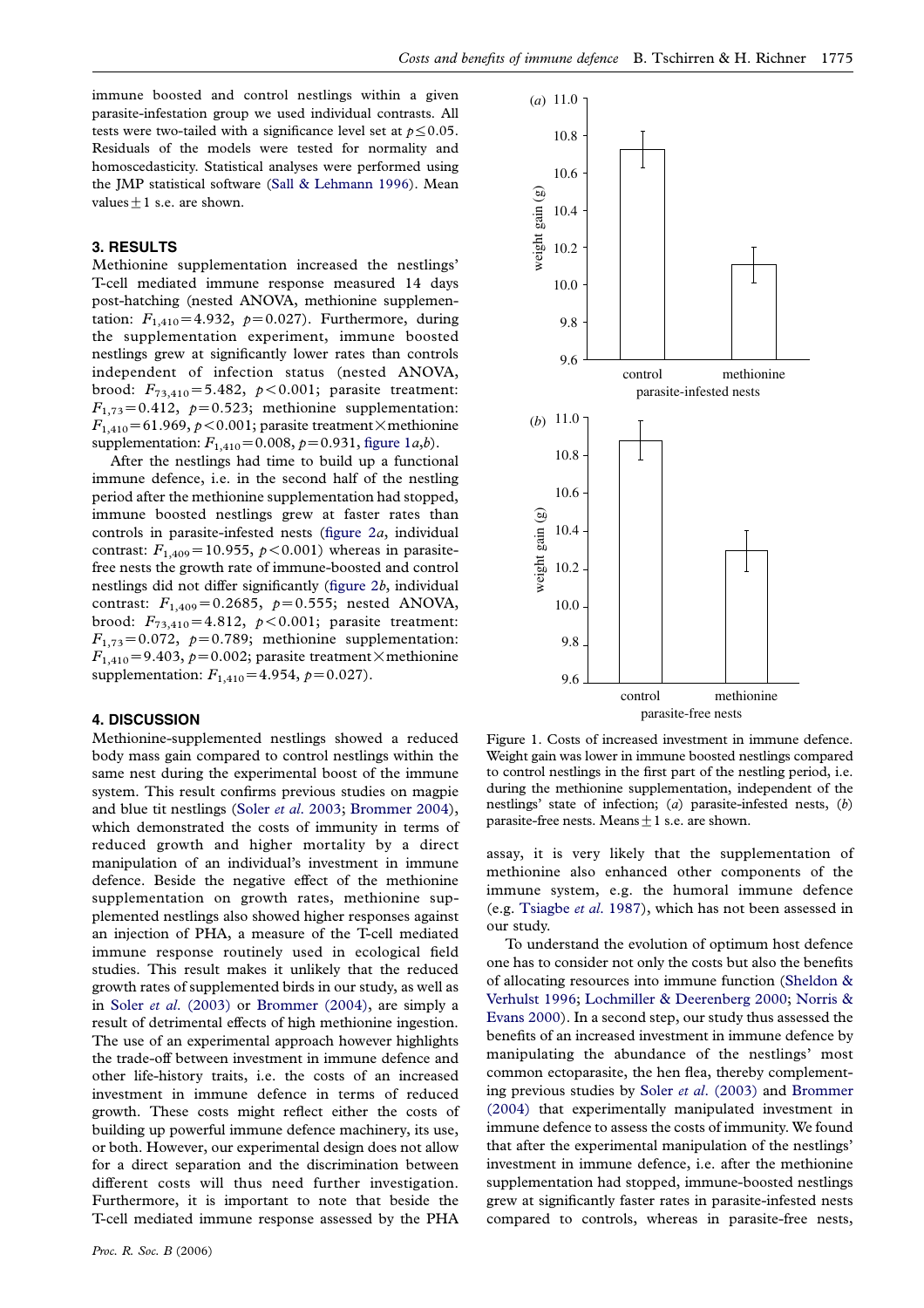immune boosted and control nestlings within a given parasite-infestation group we used individual contrasts. All tests were two-tailed with a significance level set at $p \leq 0.05$. Residuals of the models were tested for normality and homoscedasticity. Statistical analyses were performed using the JMP statistical software (Sall & Lehmann 1996). Mean values $\pm 1$ s.e. are shown.

## 3. RESULTS

Methionine supplementation increased the nestlings' T-cell mediated immune response measured 14 days post-hatching (nested ANOVA, methionine supplementation: $F_{1,410}=4.932$, $p=0.027$). Furthermore, during the supplementation experiment, immune boosted nestlings grew at significantly lower rates than controls independent of infection status (nested ANOVA, brood: $F_{73,410}=5.482$, $p<0.001$; parasite treatment: $F_{1,73}=0.412$, $p=0.523$; methionine supplementation: $F_{1,410}=61.969$, $p<0.001$; parasite treatment × methionine supplementation: $F_{1,410}=0.008$, $p=0.931$, figure 1*a*,*b*).

After the nestlings had time to build up a functional immune defence, i.e. in the second half of the nestling period after the methionine supplementation had stopped, immune boosted nestlings grew at faster rates than controls in parasite-infested nests (figure 2*a*, individual contrast: $F_{1,409}=10.955$, $p<0.001$) whereas in parasite-free nests the growth rate of immune-boosted and control nestlings did not differ significantly (figure 2*b*, individual contrast: $F_{1,409}=0.2685$, $p=0.555$; nested ANOVA, brood: $F_{73,410}=4.812$, $p<0.001$; parasite treatment: $F_{1,73}=0.072$, $p=0.789$; methionine supplementation: $F_{1,410}=9.403$, $p=0.002$; parasite treatment × methionine supplementation: $F_{1,410}=4.954$, $p=0.027$).

(*a*)
weight gain (g)
11.0
10.8
10.6
10.4
10.2
10.0
9.8
9.6
control
methionine
parasite-infested nests

(*b*)
weight gain (g)
11.0
10.8
10.6
10.4
10.2
10.0
9.8
9.6
control
methionine
parasite-free nests

Figure 1. Costs of increased investment in immune defence. Weight gain was lower in immune boosted nestlings compared to control nestlings in the first part of the nestling period, i.e. during the methionine supplementation, independent of the nestlings' state of infection; (*a*) parasite-infested nests, (*b*) parasite-free nests. Means ± 1 s.e. are shown.

## 4. DISCUSSION

Methionine-supplemented nestlings showed a reduced body mass gain compared to control nestlings within the same nest during the experimental boost of the immune system. This result confirms previous studies on magpie and blue tit nestlings (Soler *et al.* 2003; Brommer 2004), which demonstrated the costs of immunity in terms of reduced growth and higher mortality by a direct manipulation of an individual's investment in immune defence. Beside the negative effect of the methionine supplementation on growth rates, methionine supplemented nestlings also showed higher responses against an injection of PHA, a measure of the T-cell mediated immune response routinely used in ecological field studies. This result makes it unlikely that the reduced growth rates of supplemented birds in our study, as well as in Soler *et al.* (2003) or Brommer (2004), are simply a result of detrimental effects of high methionine ingestion. The use of an experimental approach however highlights the trade-off between investment in immune defence and other life-history traits, i.e. the costs of an increased investment in immune defence in terms of reduced growth. These costs might reflect either the costs of building up powerful immune defence machinery, its use, or both. However, our experimental design does not allow for a direct separation and the discrimination between different costs and will thus need further investigation. Furthermore, it is important to note that beside the T-cell mediated immune response assessed by the PHA assay, it is very likely that the supplementation of methionine also enhanced other components of the immune system, e.g. the humoral immune defence (e.g. Tsiagbe *et al.* 1987), which has not been assessed in our study.

To understand the evolution of optimum host defence one has to consider not only the costs but also the benefits of allocating resources into immune function (Sheldon & Verhulst 1996; Lochmiller & Deerenberg 2000; Norris & Evans 2000). In a second step, our study thus assessed the benefits of an increased investment in immune defence by manipulating the abundance of the nestlings' most common ectoparasite, the hen flea, thereby complementing previous studies by Soler *et al.* (2003) and Brommer (2004) that experimentally manipulated investment in immune defence to assess the costs of immunity. We found that after the experimental manipulation of the nestlings' investment in immune defence, i.e. after the methionine supplementation had stopped, immune-boosted nestlings grew at significantly faster rates in parasite-infested nests compared to controls, whereas in parasite-free nests,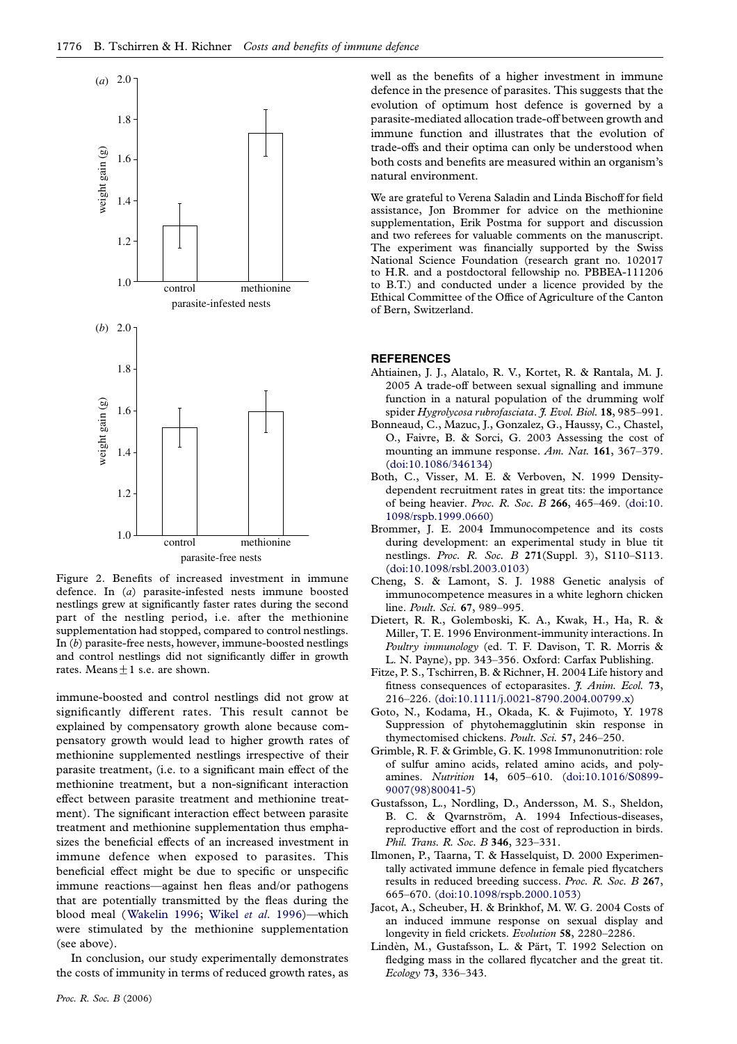(*a*)
2.0
1.8
1.6
1.4
1.2
1.0
weight gain (g)
control
methionine
parasite-infested nests

(*b*)
2.0
1.8
1.6
1.4
1.2
1.0
weight gain (g)
control
methionine
parasite-free nests

Figure 2. Benefits of increased investment in immune defence. In (*a*) parasite-infested nests immune boosted nestlings grew at significantly faster rates during the second part of the nestling period, i.e. after the methionine supplementation had stopped, compared to control nestlings. In (*b*) parasite-free nests, however, immune-boosted nestlings and control nestlings did not significantly differ in growth rates. Means $\pm 1$ s.e. are shown.

immune-boosted and control nestlings did not grow at significantly different rates. This result cannot be explained by compensatory growth alone because compensatory growth would lead to higher growth rates of methionine supplemented nestlings irrespective of their parasite treatment, (i.e. to a significant main effect of the methionine treatment, but a non-significant interaction effect between parasite treatment and methionine treatment). The significant interaction effect between parasite treatment and methionine supplementation thus emphasizes the beneficial effects of an increased investment in immune defence when exposed to parasites. This beneficial effect might be due to specific or unspecific immune reactions—against hen fleas and/or pathogens that are potentially transmitted by the fleas during the blood meal (Wakelin 1996; Wikel *et al*. 1996)—which were stimulated by the methionine supplementation (see above).

In conclusion, our study experimentally demonstrates the costs of immunity in terms of reduced growth rates, as well as the benefits of a higher investment in immune defence in the presence of parasites. This suggests that the evolution of optimum host defence is governed by a parasite-mediated allocation trade-off between growth and immune function and illustrates that the evolution of trade-offs and their optima can only be understood when both costs and benefits are measured within an organism's natural environment.

We are grateful to Verena Saladin and Linda Bischoff for field assistance, Jon Brommer for advice on the methionine supplementation, Erik Postma for support and discussion and two referees for valuable comments on the manuscript. The experiment was financially supported by the Swiss National Science Foundation (research grant no. 102017 to H.R. and a postdoctoral fellowship no. PBBEA-111206 to B.T.) and conducted under a licence provided by the Ethical Committee of the Office of Agriculture of the Canton of Bern, Switzerland.

## REFERENCES

Ahtiainen, J. J., Alatalo, R. V., Kortet, R. & Rantala, M. J. 2005 A trade-off between sexual signalling and immune function in a natural population of the drumming wolf spider *Hygrolycosa rubrofasciata*. *J. Evol. Biol.* **18**, 985–991.

Bonneaud, C., Mazuc, J., Gonzalez, G., Haussy, C., Chastel, O., Faivre, B. & Sorci, G. 2003 Assessing the cost of mounting an immune response. *Am. Nat.* **161**, 367–379. (doi:10.1086/346134)

Both, C., Visser, M. E. & Verboven, N. 1999 Density-dependent recruitment rates in great tits: the importance of being heavier. *Proc. R. Soc. B* **266**, 465–469. (doi:10.1098/rspb.1999.0660)

Brommer, J. E. 2004 Immunocompetence and its costs during development: an experimental study in blue tit nestlings. *Proc. R. Soc. B* **271**(Suppl. 3), S110–S113. (doi:10.1098/rsbl.2003.0103)

Cheng, S. & Lamont, S. J. 1988 Genetic analysis of immunocompetence measures in a white leghorn chicken line. *Poult. Sci.* **67**, 989–995.

Dietert, R. R., Golemboski, K. A., Kwak, H., Ha, R. & Miller, T. E. 1996 Environment-immunity interactions. In *Poultry immunology* (ed. T. F. Davison, T. R. Morris & L. N. Payne), pp. 343–356. Oxford: Carfax Publishing.

Fitze, P. S., Tschirren, B. & Richner, H. 2004 Life history and fitness consequences of ectoparasites. *J. Anim. Ecol.* **73**, 216–226. (doi:10.1111/j.0021-8790.2004.00799.x)

Goto, N., Kodama, H., Okada, K. & Fujimoto, Y. 1978 Suppression of phytohemagglutinin skin response in thymectomised chickens. *Poult. Sci.* **57**, 246–250.

Grimble, R. F. & Grimble, G. K. 1998 Immunonutrition: role of sulfur amino acids, related amino acids, and polyamines. *Nutrition* **14**, 605–610. (doi:10.1016/S0899-9007(98)80041-5)

Gustafsson, L., Nordling, D., Andersson, M. S., Sheldon, B. C. & Qvarnström, A. 1994 Infectious-diseases, reproductive effort and the cost of reproduction in birds. *Phil. Trans. R. Soc. B* **346**, 323–331.

Ilmonen, P., Taarna, T. & Hasselquist, D. 2000 Experimentally activated immune defence in female pied flycatchers results in reduced breeding success. *Proc. R. Soc. B* **267**, 665–670. (doi:10.1098/rspb.2000.1053)

Jacot, A., Scheuber, H. & Brinkhof, M. W. G. 2004 Costs of an induced immune response on sexual display and longevity in field crickets. *Evolution* **58**, 2280–2286.

Lindèn, M., Gustafsson, L. & Pärt, T. 1992 Selection on fledging mass in the collared flycatcher and the great tit. *Ecology* **73**, 336–343.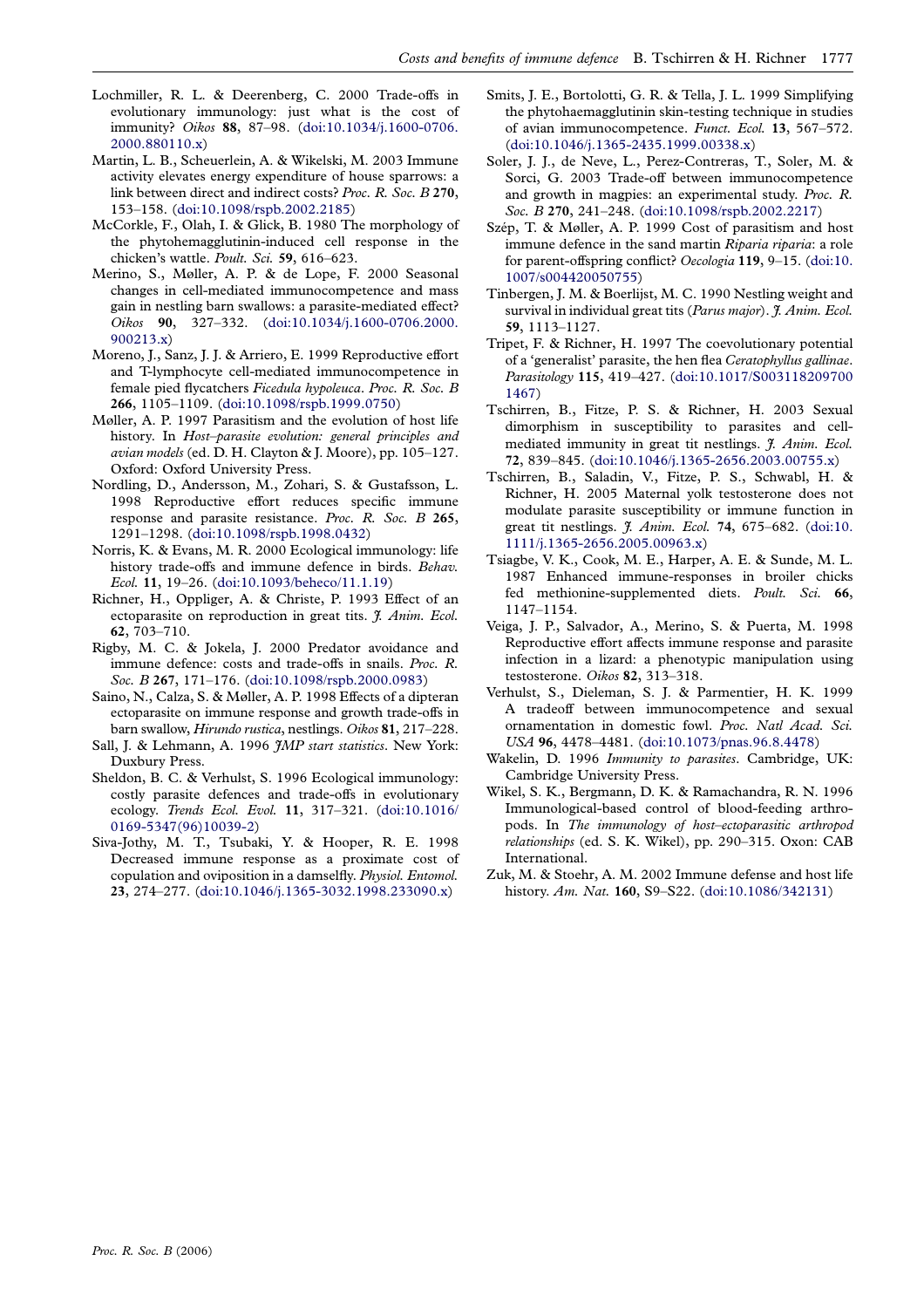Lochmiller, R. L. & Deerenberg, C. 2000 Trade-offs in evolutionary immunology: just what is the cost of immunity? *Oikos* **88**, 87–98. (doi:10.1034/j.1600-0706.2000.880110.x)

Martin, L. B., Scheuerlein, A. & Wikelski, M. 2003 Immune activity elevates energy expenditure of house sparrows: a link between direct and indirect costs? *Proc. R. Soc. B* **270**, 153–158. (doi:10.1098/rspb.2002.2185)

McCorkle, F., Olah, I. & Glick, B. 1980 The morphology of the phytohemagglutinin-induced cell response in the chicken's wattle. *Poult. Sci.* **59**, 616–623.

Merino, S., Møller, A. P. & de Lope, F. 2000 Seasonal changes in cell-mediated immunocompetence and mass gain in nestling barn swallows: a parasite-mediated effect? *Oikos* **90**, 327–332. (doi:10.1034/j.1600-0706.2000.900213.x)

Moreno, J., Sanz, J. J. & Arriero, E. 1999 Reproductive effort and T-lymphocyte cell-mediated immunocompetence in female pied flycatchers *Ficedula hypoleuca*. *Proc. R. Soc. B* **266**, 1105–1109. (doi:10.1098/rspb.1999.0750)

Møller, A. P. 1997 Parasitism and the evolution of host life history. In *Host–parasite evolution: general principles and avian models* (ed. D. H. Clayton & J. Moore), pp. 105–127. Oxford: Oxford University Press.

Nordling, D., Andersson, M., Zohari, S. & Gustafsson, L. 1998 Reproductive effort reduces specific immune response and parasite resistance. *Proc. R. Soc. B* **265**, 1291–1298. (doi:10.1098/rspb.1998.0432)

Norris, K. & Evans, M. R. 2000 Ecological immunology: life history trade-offs and immune defence in birds. *Behav. Ecol.* **11**, 19–26. (doi:10.1093/beheco/11.1.19)

Richner, H., Oppliger, A. & Christe, P. 1993 Effect of an ectoparasite on reproduction in great tits. *J. Anim. Ecol.* **62**, 703–710.

Rigby, M. C. & Jokela, J. 2000 Predator avoidance and immune defence: costs and trade-offs in snails. *Proc. R. Soc. B* **267**, 171–176. (doi:10.1098/rspb.2000.0983)

Saino, N., Calza, S. & Møller, A. P. 1998 Effects of a dipteran ectoparasite on immune response and growth trade-offs in barn swallow, *Hirundo rustica*, nestlings. *Oikos* **81**, 217–228.

Sall, J. & Lehmann, A. 1996 *JMP start statistics*. New York: Duxbury Press.

Sheldon, B. C. & Verhulst, S. 1996 Ecological immunology: costly parasite defences and trade-offs in evolutionary ecology. *Trends Ecol. Evol.* **11**, 317–321. (doi:10.1016/0169-5347(96)10039-2)

Siva-Jothy, M. T., Tsubaki, Y. & Hooper, R. E. 1998 Decreased immune response as a proximate cost of copulation and oviposition in a damselfly. *Physiol. Entomol.* **23**, 274–277. (doi:10.1046/j.1365-3032.1998.233090.x)

Smits, J. E., Bortolotti, G. R. & Tella, J. L. 1999 Simplifying the phytohaemagglutinin skin-testing technique in studies of avian immunocompetence. *Funct. Ecol.* **13**, 567–572. (doi:10.1046/j.1365-2435.1999.00338.x)

Soler, J. J., de Neve, L., Perez-Contreras, T., Soler, M. & Sorci, G. 2003 Trade-off between immunocompetence and growth in magpies: an experimental study. *Proc. R. Soc. B* **270**, 241–248. (doi:10.1098/rspb.2002.2217)

Szép, T. & Møller, A. P. 1999 Cost of parasitism and host immune defence in the sand martin *Riparia riparia*: a role for parent-offspring conflict? *Oecologia* **119**, 9–15. (doi:10.1007/s004420050755)

Tinbergen, J. M. & Boerlijst, M. C. 1990 Nestling weight and survival in individual great tits (*Parus major*). *J. Anim. Ecol.* **59**, 1113–1127.

Tripet, F. & Richner, H. 1997 The coevolutionary potential of a 'generalist' parasite, the hen flea *Ceratophyllus gallinae*. *Parasitology* **115**, 419–427. (doi:10.1017/S0031182097001467)

Tschirren, B., Fitze, P. S. & Richner, H. 2003 Sexual dimorphism in susceptibility to parasites and cell-mediated immunity in great tit nestlings. *J. Anim. Ecol.* **72**, 839–845. (doi:10.1046/j.1365-2656.2003.00755.x)

Tschirren, B., Saladin, V., Fitze, P. S., Schwabl, H. & Richner, H. 2005 Maternal yolk testosterone does not modulate parasite susceptibility or immune function in great tit nestlings. *J. Anim. Ecol.* **74**, 675–682. (doi:10.1111/j.1365-2656.2005.00963.x)

Tsiagbe, V. K., Cook, M. E., Harper, A. E. & Sunde, M. L. 1987 Enhanced immune-responses in broiler chicks fed methionine-supplemented diets. *Poult. Sci.* **66**, 1147–1154.

Veiga, J. P., Salvador, A., Merino, S. & Puerta, M. 1998 Reproductive effort affects immune response and parasite infection in a lizard: a phenotypic manipulation using testosterone. *Oikos* **82**, 313–318.

Verhulst, S., Dieleman, S. J. & Parmentier, H. K. 1999 A tradeoff between immunocompetence and sexual ornamentation in domestic fowl. *Proc. Natl Acad. Sci. USA* **96**, 4478–4481. (doi:10.1073/pnas.96.8.4478)

Wakelin, D. 1996 *Immunity to parasites*. Cambridge, UK: Cambridge University Press.

Wikel, S. K., Bergmann, D. K. & Ramachandra, R. N. 1996 Immunological-based control of blood-feeding arthropods. In *The immunology of host–ectoparasitic arthropod relationships* (ed. S. K. Wikel), pp. 290–315. Oxon: CAB International.

Zuk, M. & Stoehr, A. M. 2002 Immune defense and host life history. *Am. Nat.* **160**, S9–S22. (doi:10.1086/342131)